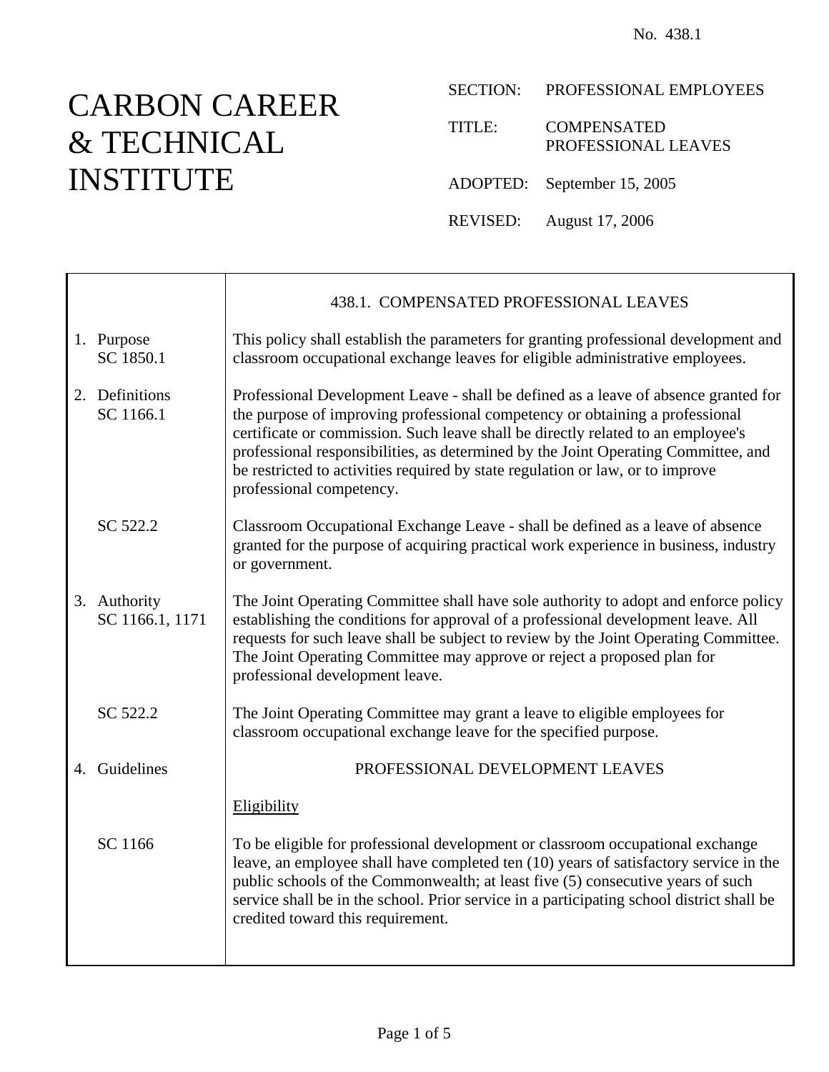No. 438.1

# CARBON CAREER & TECHNICAL INSTITUTE

SECTION: PROFESSIONAL EMPLOYEES

TITLE: COMPENSATED PROFESSIONAL LEAVES

ADOPTED: September 15, 2005

REVISED: August 17, 2006

## 438.1. COMPENSATED PROFESSIONAL LEAVES

**1. Purpose**
SC 1850.1

This policy shall establish the parameters for granting professional development and classroom occupational exchange leaves for eligible administrative employees.

**2. Definitions**
SC 1166.1

Professional Development Leave - shall be defined as a leave of absence granted for the purpose of improving professional competency or obtaining a professional certificate or commission. Such leave shall be directly related to an employee's professional responsibilities, as determined by the Joint Operating Committee, and be restricted to activities required by state regulation or law, or to improve professional competency.

SC 522.2

Classroom Occupational Exchange Leave - shall be defined as a leave of absence granted for the purpose of acquiring practical work experience in business, industry or government.

**3. Authority**
SC 1166.1, 1171

The Joint Operating Committee shall have sole authority to adopt and enforce policy establishing the conditions for approval of a professional development leave. All requests for such leave shall be subject to review by the Joint Operating Committee. The Joint Operating Committee may approve or reject a proposed plan for professional development leave.

SC 522.2

The Joint Operating Committee may grant a leave to eligible employees for classroom occupational exchange leave for the specified purpose.

**4. Guidelines**

### PROFESSIONAL DEVELOPMENT LEAVES

Eligibility

SC 1166

To be eligible for professional development or classroom occupational exchange leave, an employee shall have completed ten (10) years of satisfactory service in the public schools of the Commonwealth; at least five (5) consecutive years of such service shall be in the school. Prior service in a participating school district shall be credited toward this requirement.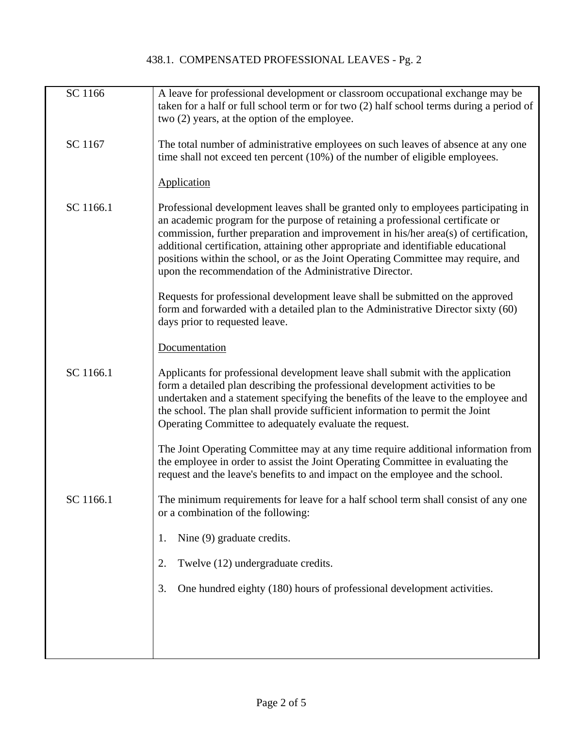| | |
|---|---|
| SC 1166 | A leave for professional development or classroom occupational exchange may be taken for a half or full school term or for two (2) half school terms during a period of two (2) years, at the option of the employee. |
| SC 1167 | The total number of administrative employees on such leaves of absence at any one time shall not exceed ten percent (10%) of the number of eligible employees. |
| | <u>Application</u> |
| SC 1166.1 | Professional development leaves shall be granted only to employees participating in an academic program for the purpose of retaining a professional certificate or commission, further preparation and improvement in his/her area(s) of certification, additional certification, attaining other appropriate and identifiable educational positions within the school, or as the Joint Operating Committee may require, and upon the recommendation of the Administrative Director. |
| | Requests for professional development leave shall be submitted on the approved form and forwarded with a detailed plan to the Administrative Director sixty (60) days prior to requested leave. |
| | <u>Documentation</u> |
| SC 1166.1 | Applicants for professional development leave shall submit with the application form a detailed plan describing the professional development activities to be undertaken and a statement specifying the benefits of the leave to the employee and the school. The plan shall provide sufficient information to permit the Joint Operating Committee to adequately evaluate the request. |
| | The Joint Operating Committee may at any time require additional information from the employee in order to assist the Joint Operating Committee in evaluating the request and the leave's benefits to and impact on the employee and the school. |
| SC 1166.1 | The minimum requirements for leave for a half school term shall consist of any one or a combination of the following: |
| | 1. Nine (9) graduate credits. |
| | 2. Twelve (12) undergraduate credits. |
| | 3. One hundred eighty (180) hours of professional development activities. |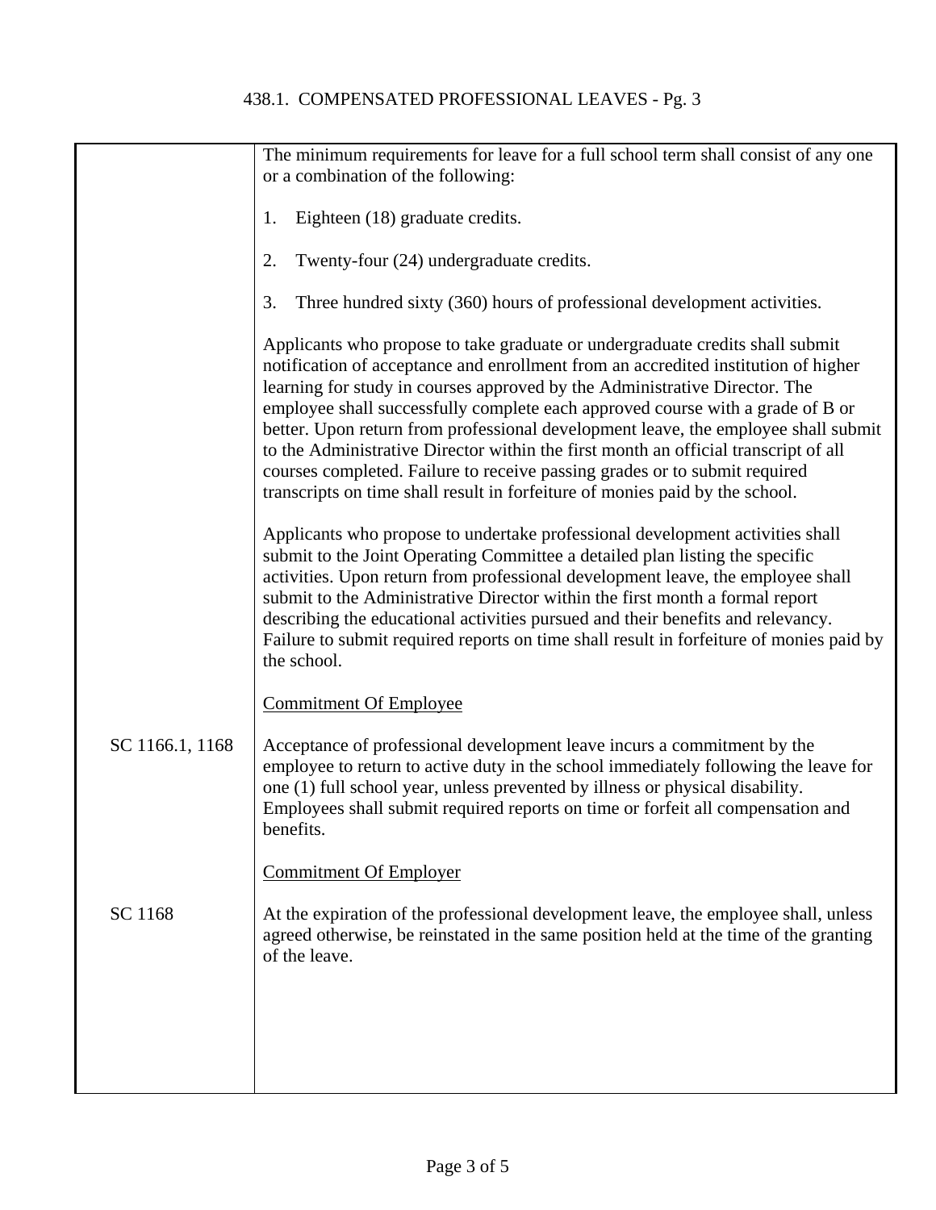The minimum requirements for leave for a full school term shall consist of any one or a combination of the following:

1. Eighteen (18) graduate credits.

2. Twenty-four (24) undergraduate credits.

3. Three hundred sixty (360) hours of professional development activities.

Applicants who propose to take graduate or undergraduate credits shall submit notification of acceptance and enrollment from an accredited institution of higher learning for study in courses approved by the Administrative Director. The employee shall successfully complete each approved course with a grade of B or better. Upon return from professional development leave, the employee shall submit to the Administrative Director within the first month an official transcript of all courses completed. Failure to receive passing grades or to submit required transcripts on time shall result in forfeiture of monies paid by the school.

Applicants who propose to undertake professional development activities shall submit to the Joint Operating Committee a detailed plan listing the specific activities. Upon return from professional development leave, the employee shall submit to the Administrative Director within the first month a formal report describing the educational activities pursued and their benefits and relevancy. Failure to submit required reports on time shall result in forfeiture of monies paid by the school.

## Commitment Of Employee

SC 1166.1, 1168

Acceptance of professional development leave incurs a commitment by the employee to return to active duty in the school immediately following the leave for one (1) full school year, unless prevented by illness or physical disability. Employees shall submit required reports on time or forfeit all compensation and benefits.

## Commitment Of Employer

SC 1168

At the expiration of the professional development leave, the employee shall, unless agreed otherwise, be reinstated in the same position held at the time of the granting of the leave.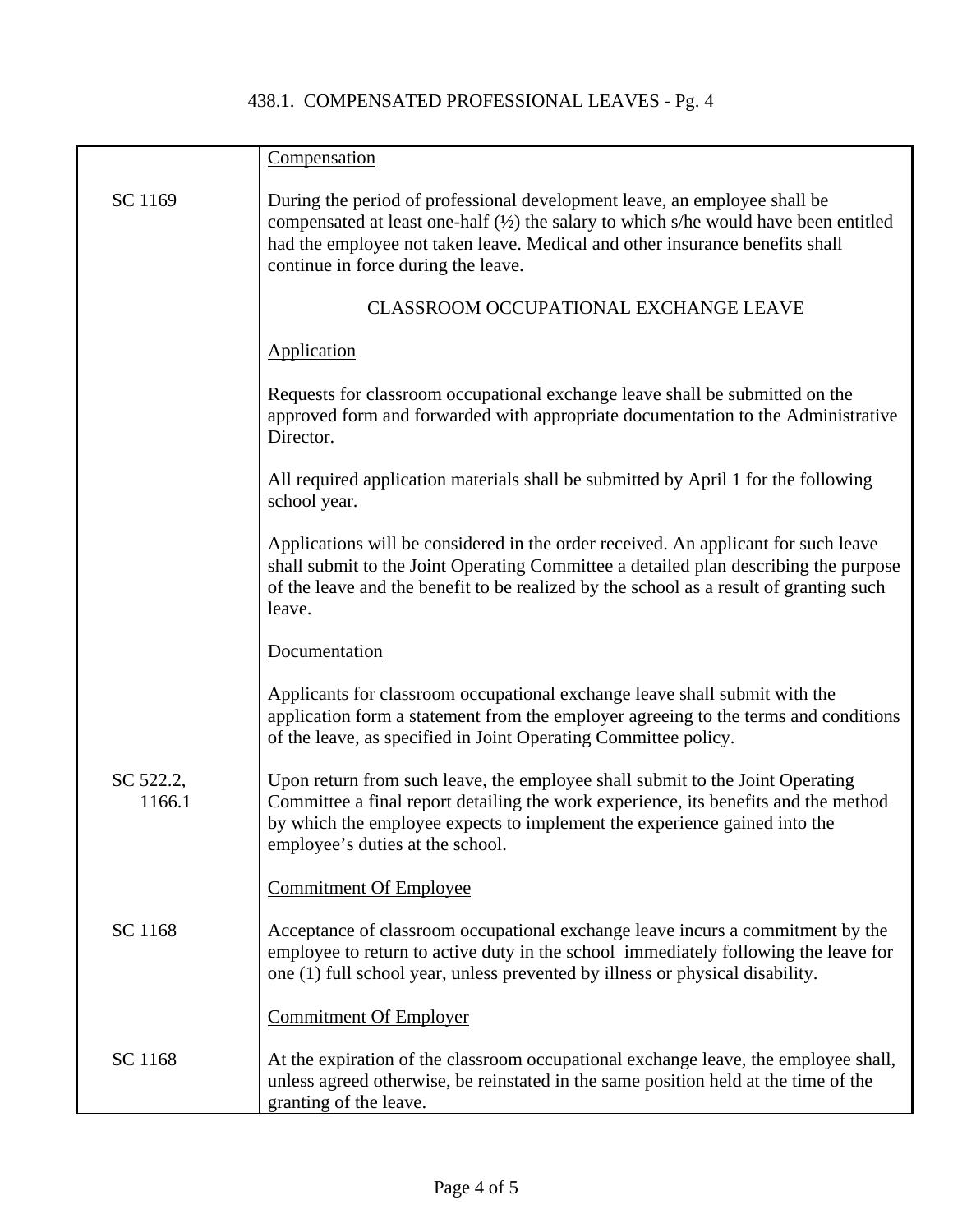| | |
|---|---|
| | Compensation |
| SC 1169 | During the period of professional development leave, an employee shall be compensated at least one-half (½) the salary to which s/he would have been entitled had the employee not taken leave. Medical and other insurance benefits shall continue in force during the leave. |
| | CLASSROOM OCCUPATIONAL EXCHANGE LEAVE |
| | Application |
| | Requests for classroom occupational exchange leave shall be submitted on the approved form and forwarded with appropriate documentation to the Administrative Director. |
| | All required application materials shall be submitted by April 1 for the following school year. |
| | Applications will be considered in the order received. An applicant for such leave shall submit to the Joint Operating Committee a detailed plan describing the purpose of the leave and the benefit to be realized by the school as a result of granting such leave. |
| | Documentation |
| | Applicants for classroom occupational exchange leave shall submit with the application form a statement from the employer agreeing to the terms and conditions of the leave, as specified in Joint Operating Committee policy. |
| SC 522.2, 1166.1 | Upon return from such leave, the employee shall submit to the Joint Operating Committee a final report detailing the work experience, its benefits and the method by which the employee expects to implement the experience gained into the employee's duties at the school. |
| | Commitment Of Employee |
| SC 1168 | Acceptance of classroom occupational exchange leave incurs a commitment by the employee to return to active duty in the school immediately following the leave for one (1) full school year, unless prevented by illness or physical disability. |
| | Commitment Of Employer |
| SC 1168 | At the expiration of the classroom occupational exchange leave, the employee shall, unless agreed otherwise, be reinstated in the same position held at the time of the granting of the leave. |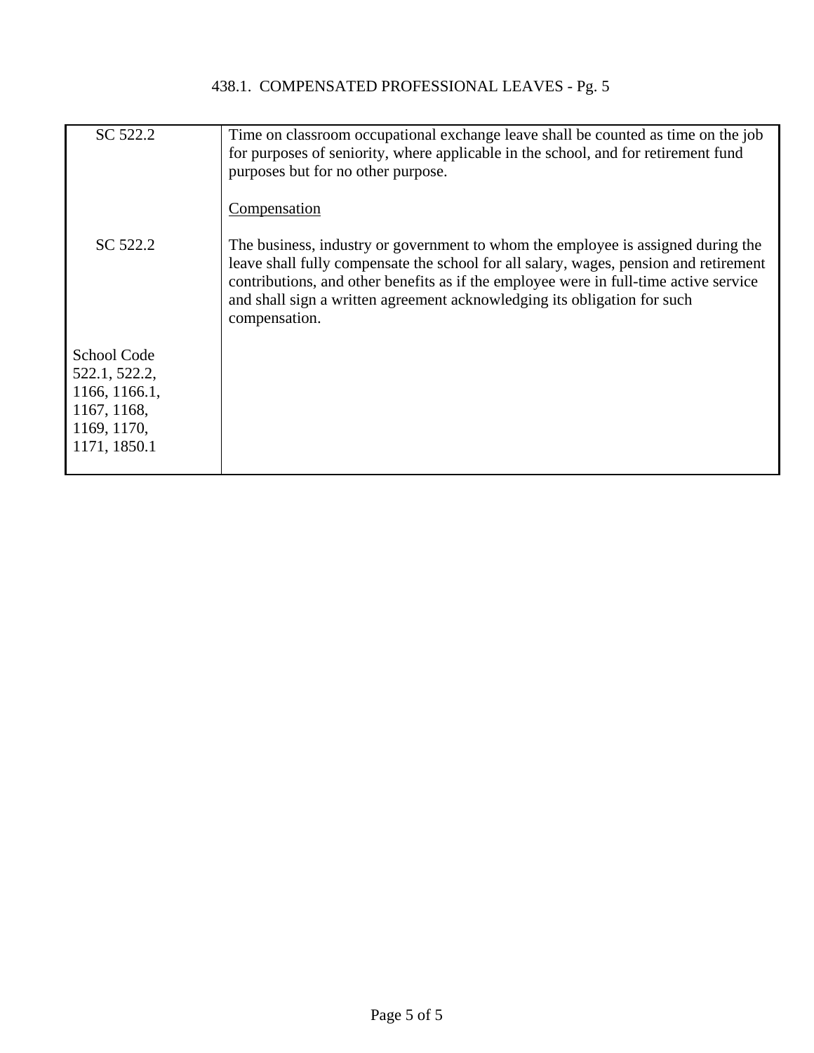| | |
|---|---|
| SC 522.2 | Time on classroom occupational exchange leave shall be counted as time on the job for purposes of seniority, where applicable in the school, and for retirement fund purposes but for no other purpose. |
| | <u>Compensation</u> |
| SC 522.2 | The business, industry or government to whom the employee is assigned during the leave shall fully compensate the school for all salary, wages, pension and retirement contributions, and other benefits as if the employee were in full-time active service and shall sign a written agreement acknowledging its obligation for such compensation. |
| School Code 522.1, 522.2, 1166, 1166.1, 1167, 1168, 1169, 1170, 1171, 1850.1 | |